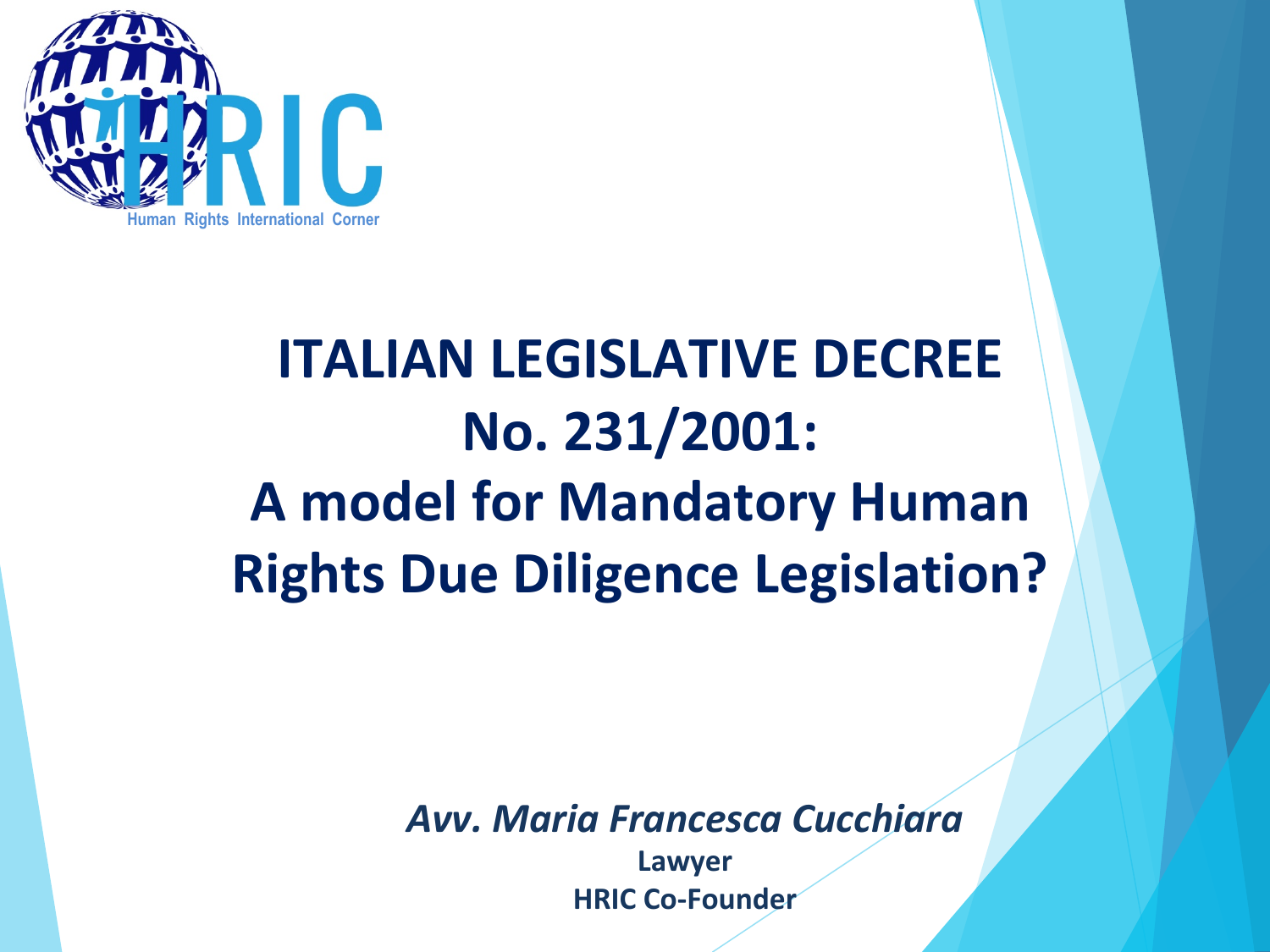HRIC

Human Rights International Corner

# ITALIAN LEGISLATIVE DECREE No. 231/2001: A model for Mandatory Human Rights Due Diligence Legislation?

*Avv. Maria Francesca Cucchiara*

**Lawyer**

**HRIC Co-Founder**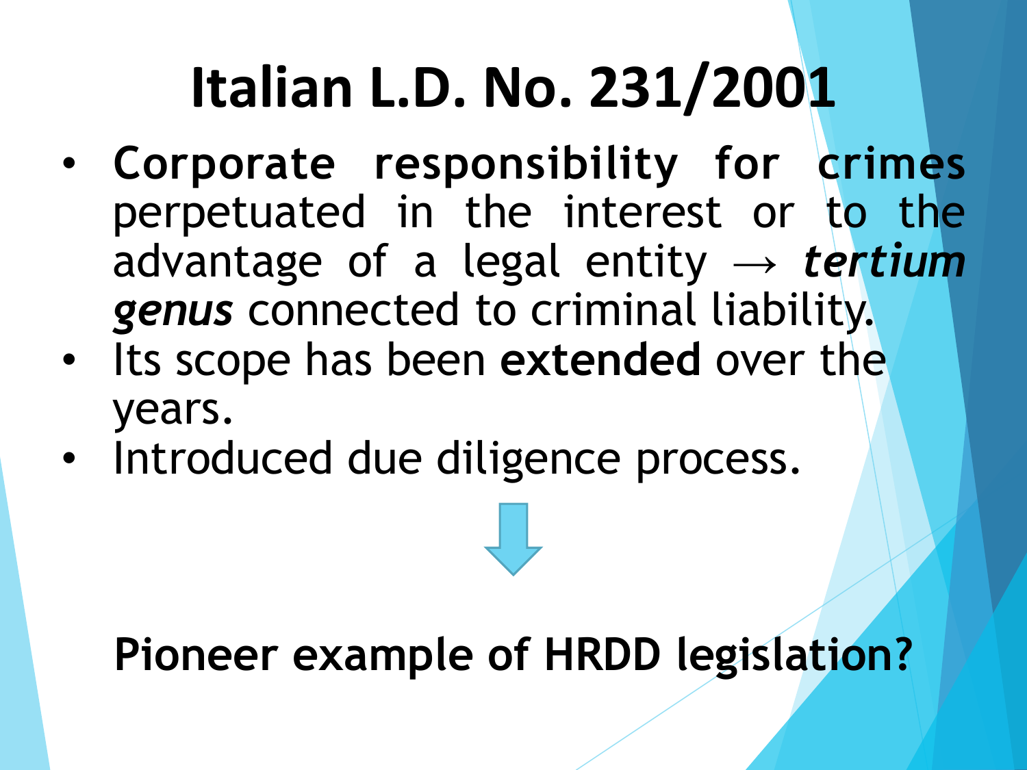# Italian L.D. No. 231/2001

- **Corporate responsibility for crimes** perpetuated in the interest or to the advantage of a legal entity → ***tertium genus*** connected to criminal liability.
- Its scope has been **extended** over the years.
- Introduced due diligence process.

↓

**Pioneer example of HRDD legislation?**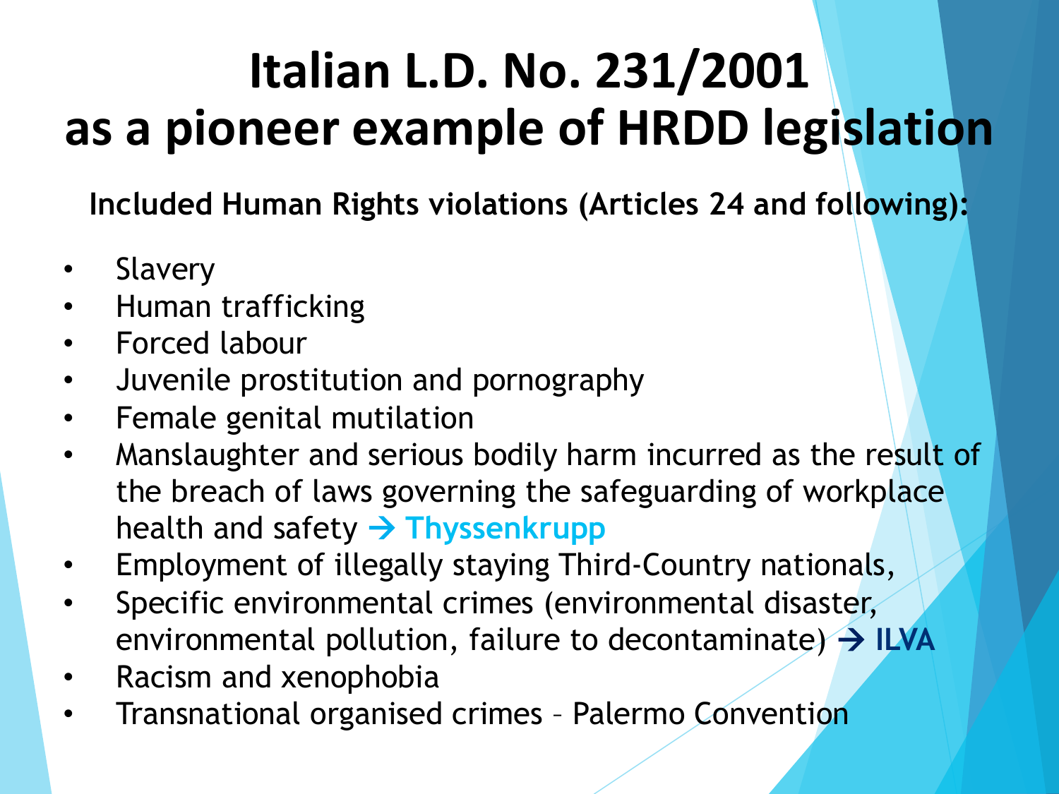# Italian L.D. No. 231/2001 as a pioneer example of HRDD legislation

**Included Human Rights violations (Articles 24 and following):**

- Slavery
- Human trafficking
- Forced labour
- Juvenile prostitution and pornography
- Female genital mutilation
- Manslaughter and serious bodily harm incurred as the result of the breach of laws governing the safeguarding of workplace health and safety → **Thyssenkrupp**
- Employment of illegally staying Third-Country nationals,
- Specific environmental crimes (environmental disaster, environmental pollution, failure to decontaminate) → **ILVA**
- Racism and xenophobia
- Transnational organised crimes – Palermo Convention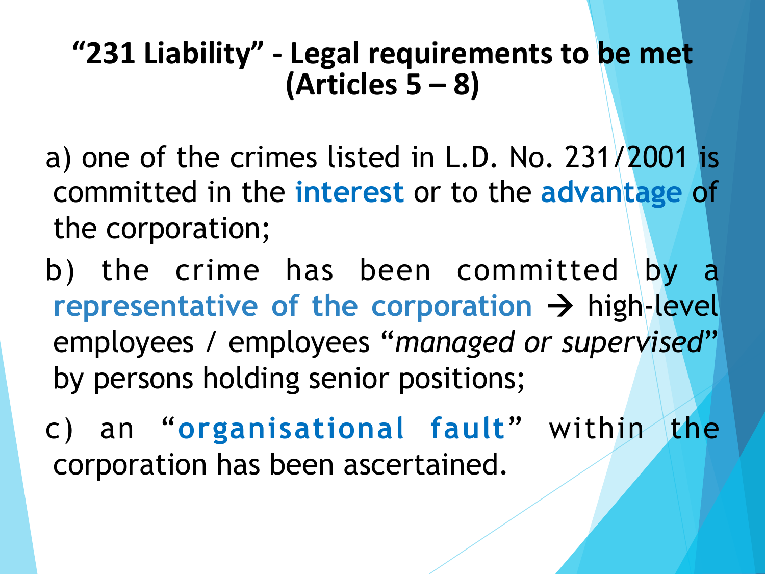# "231 Liability" - Legal requirements to be met (Articles 5 – 8)

a) one of the crimes listed in L.D. No. 231/2001 is committed in the **interest** or to the **advantage** of the corporation;

b) the crime has been committed by a **representative of the corporation** → high-level employees / employees "*managed or supervised*" by persons holding senior positions;

c) an "**organisational fault**" within the corporation has been ascertained.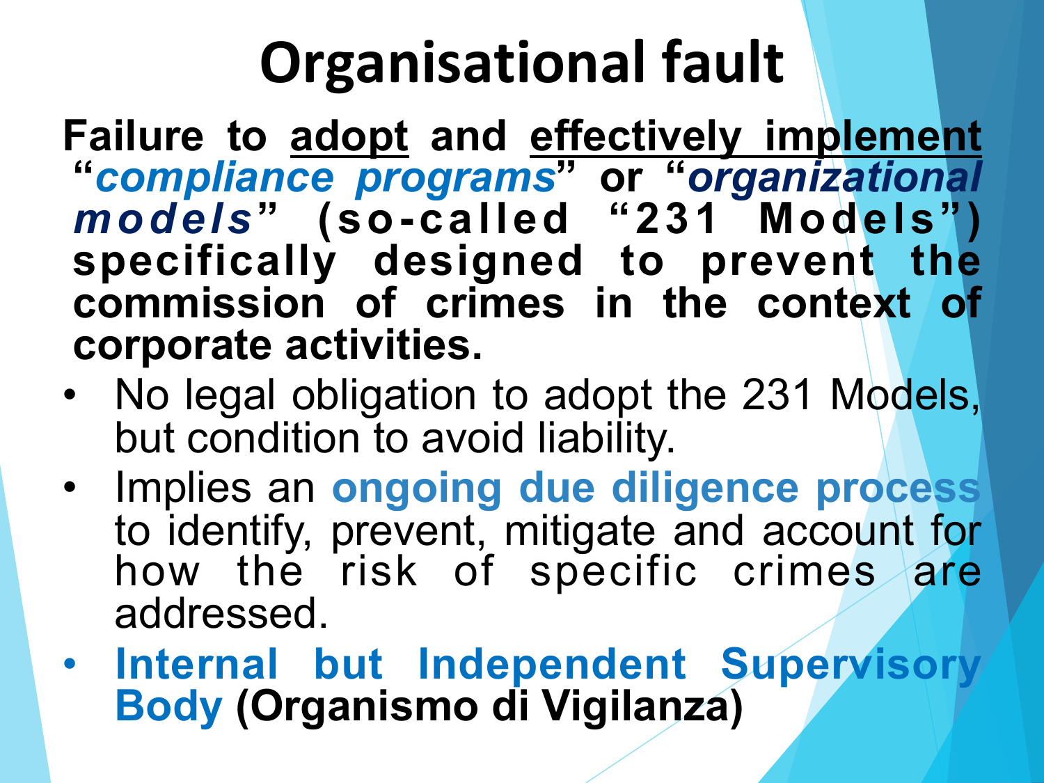# Organisational fault

**Failure to <u>adopt</u> and <u>effectively implement</u> "*compliance programs*" or "*organizational models*" (so-called "231 Models") specifically designed to prevent the commission of crimes in the context of corporate activities.**

- No legal obligation to adopt the 231 Models, but condition to avoid liability.
- Implies an **ongoing due diligence process** to identify, prevent, mitigate and account for how the risk of specific crimes are addressed.
- **Internal but Independent Supervisory Body (Organismo di Vigilanza)**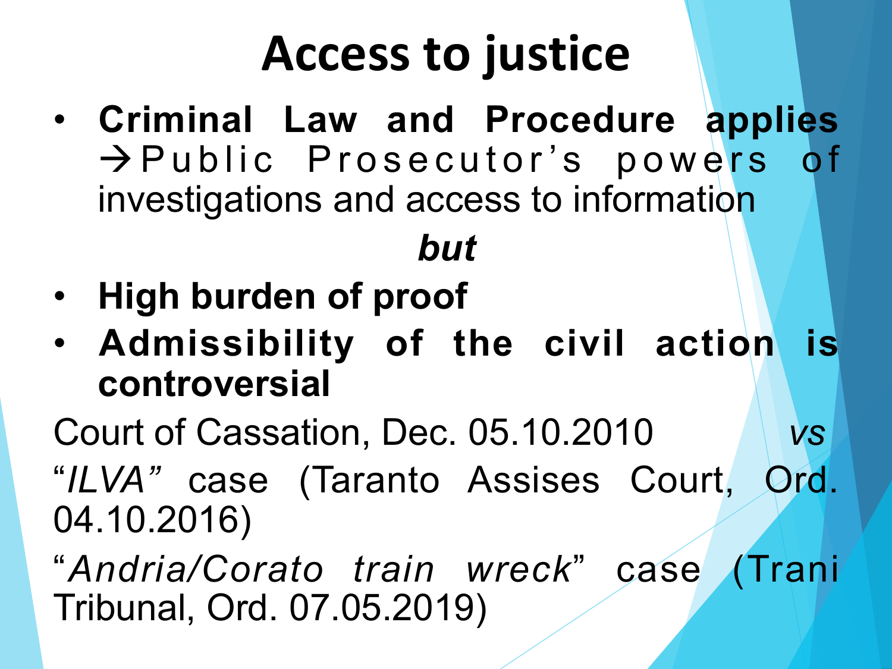# Access to justice

- **Criminal Law and Procedure applies** →Public Prosecutor's powers of investigations and access to information

***but***

- **High burden of proof**
- **Admissibility of the civil action is controversial**

Court of Cassation, Dec. 05.10.2010 *vs*

"*ILVA*" case (Taranto Assises Court, Ord. 04.10.2016)

"*Andria/Corato train wreck*" case (Trani Tribunal, Ord. 07.05.2019)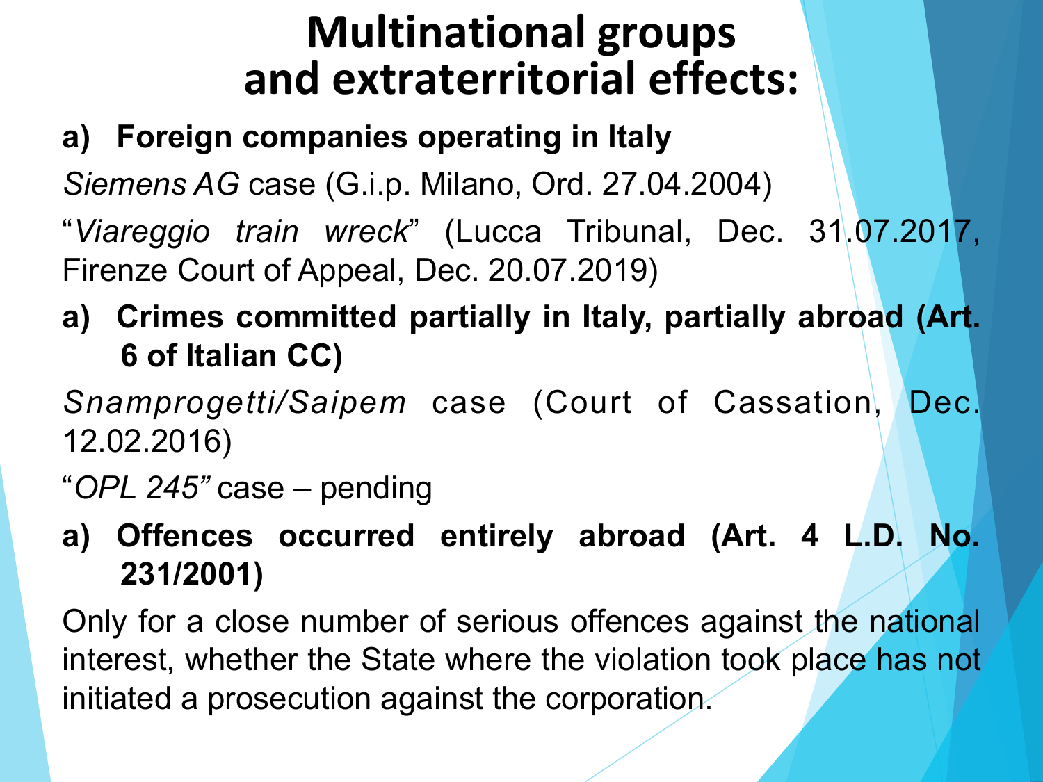# Multinational groups and extraterritorial effects:

**a) Foreign companies operating in Italy**

*Siemens AG* case (G.i.p. Milano, Ord. 27.04.2004)

"*Viareggio train wreck*" (Lucca Tribunal, Dec. 31.07.2017, Firenze Court of Appeal, Dec. 20.07.2019)

**a) Crimes committed partially in Italy, partially abroad (Art. 6 of Italian CC)**

*Snamprogetti/Saipem* case (Court of Cassation, Dec. 12.02.2016)

"*OPL 245"* case – pending

**a) Offences occurred entirely abroad (Art. 4 L.D. No. 231/2001)**

Only for a close number of serious offences against the national interest, whether the State where the violation took place has not initiated a prosecution against the corporation.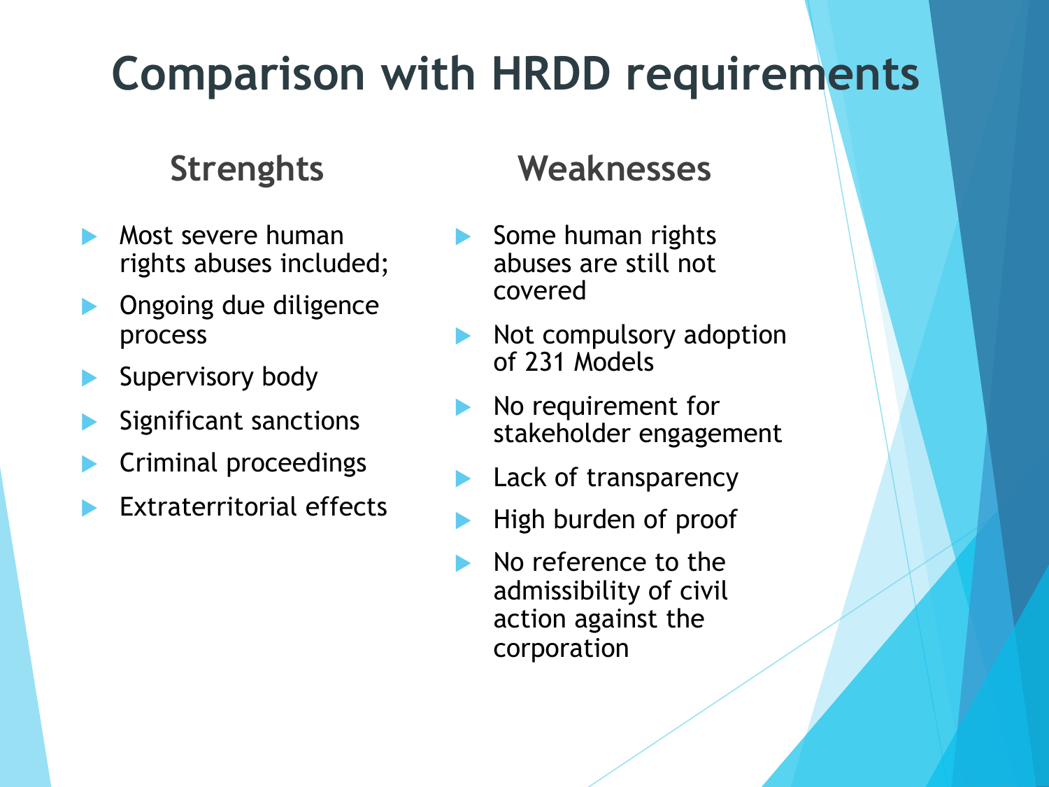# Comparison with HRDD requirements

## Strenghts

- Most severe human rights abuses included;
- Ongoing due diligence process
- Supervisory body
- Significant sanctions
- Criminal proceedings
- Extraterritorial effects

## Weaknesses

- Some human rights abuses are still not covered
- Not compulsory adoption of 231 Models
- No requirement for stakeholder engagement
- Lack of transparency
- High burden of proof
- No reference to the admissibility of civil action against the corporation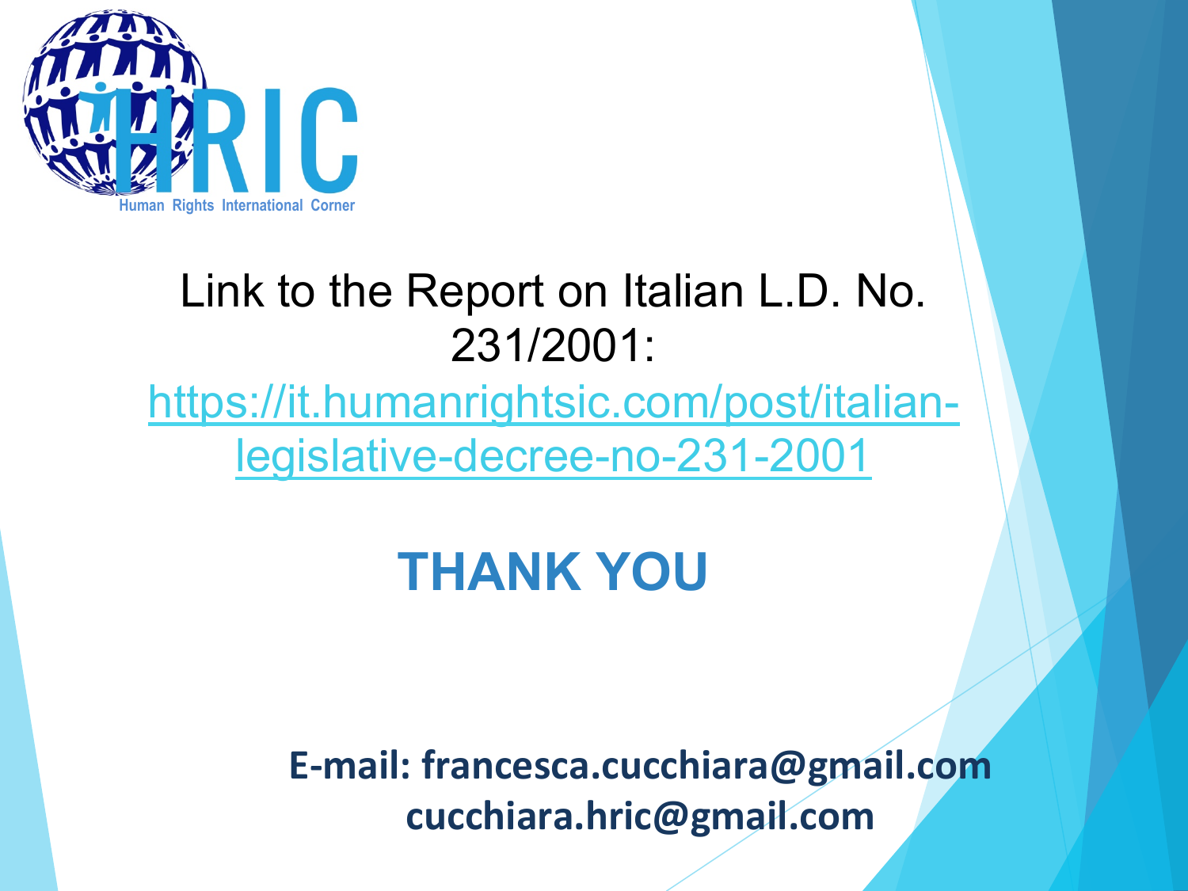HRIC

Human Rights International Corner

Link to the Report on Italian L.D. No. 231/2001:

https://it.humanrightsic.com/post/italian-legislative-decree-no-231-2001

## THANK YOU

**E-mail: francesca.cucchiara@gmail.com**
**cucchiara.hric@gmail.com**